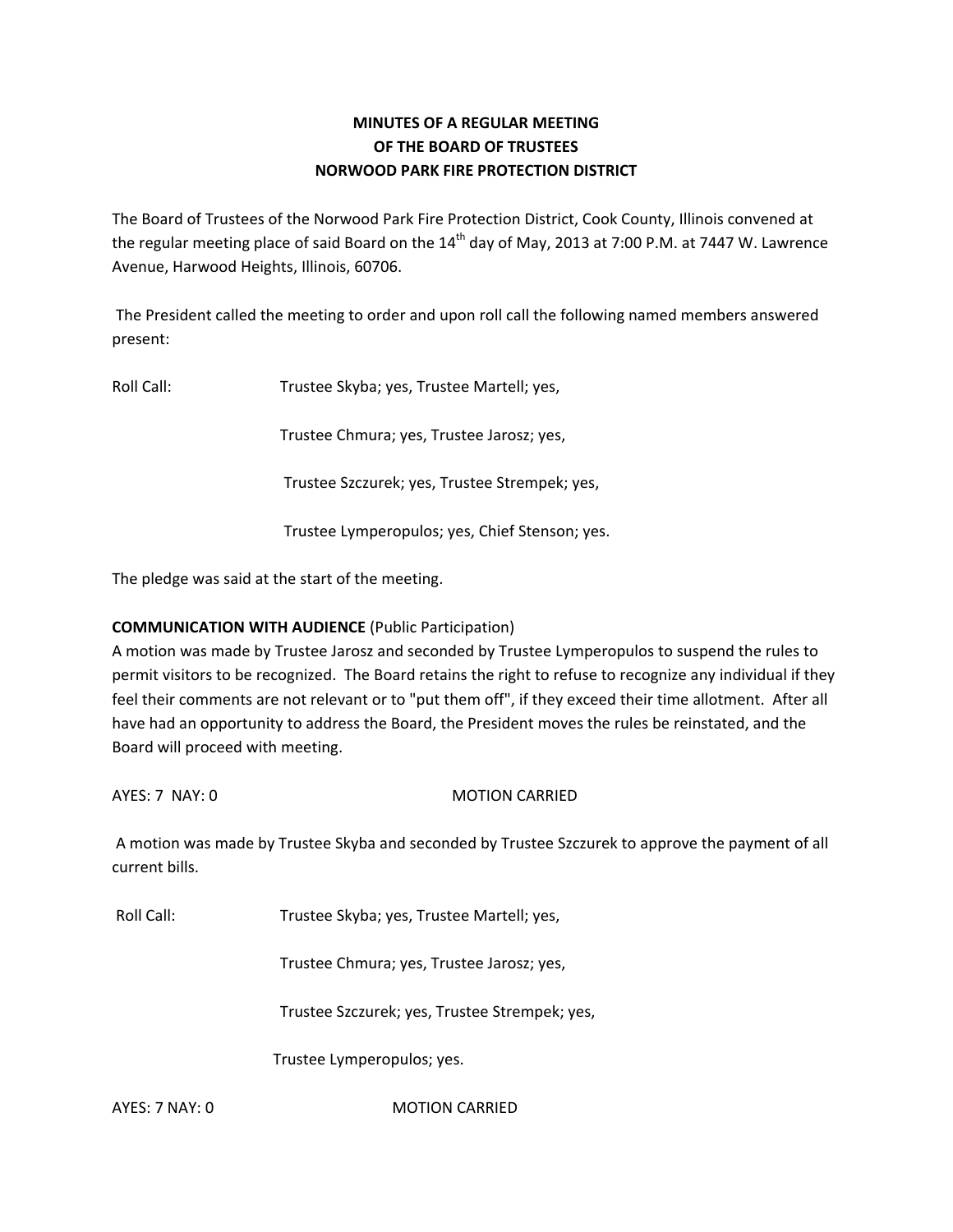**MINUTES OF A REGULAR MEETING**
**OF THE BOARD OF TRUSTEES**
**NORWOOD PARK FIRE PROTECTION DISTRICT**

The Board of Trustees of the Norwood Park Fire Protection District, Cook County, Illinois convened at the regular meeting place of said Board on the 14th day of May, 2013 at 7:00 P.M. at 7447 W. Lawrence Avenue, Harwood Heights, Illinois, 60706.

The President called the meeting to order and upon roll call the following named members answered present:

Roll Call: Trustee Skyba; yes, Trustee Martell; yes,

Trustee Chmura; yes, Trustee Jarosz; yes,

Trustee Szczurek; yes, Trustee Strempek; yes,

Trustee Lymperopulos; yes, Chief Stenson; yes.

The pledge was said at the start of the meeting.

**COMMUNICATION WITH AUDIENCE** (Public Participation)
A motion was made by Trustee Jarosz and seconded by Trustee Lymperopulos to suspend the rules to permit visitors to be recognized. The Board retains the right to refuse to recognize any individual if they feel their comments are not relevant or to "put them off", if they exceed their time allotment. After all have had an opportunity to address the Board, the President moves the rules be reinstated, and the Board will proceed with meeting.

AYES: 7 NAY: 0 MOTION CARRIED

A motion was made by Trustee Skyba and seconded by Trustee Szczurek to approve the payment of all current bills.

Roll Call: Trustee Skyba; yes, Trustee Martell; yes,

Trustee Chmura; yes, Trustee Jarosz; yes,

Trustee Szczurek; yes, Trustee Strempek; yes,

Trustee Lymperopulos; yes.

AYES: 7 NAY: 0 MOTION CARRIED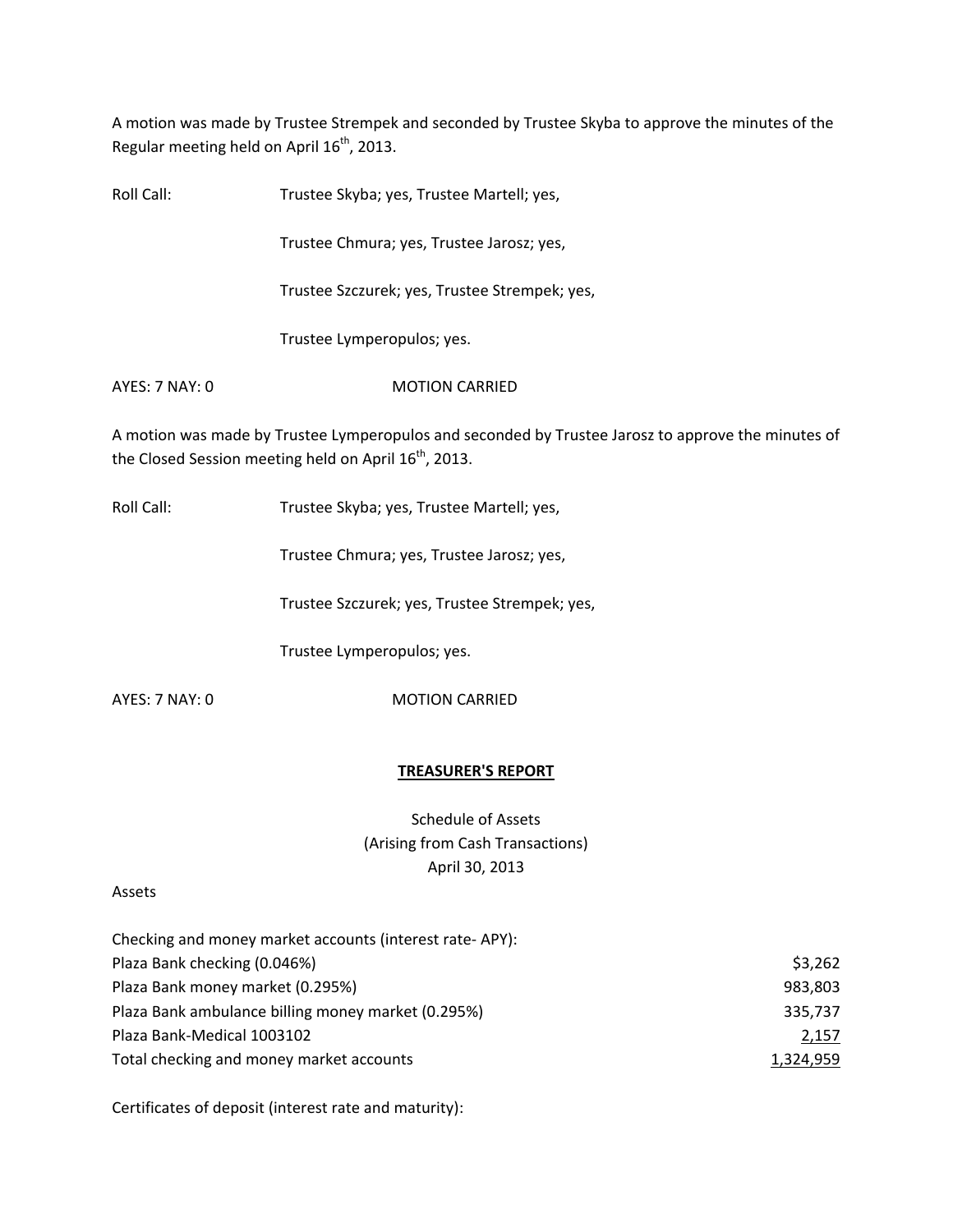A motion was made by Trustee Strempek and seconded by Trustee Skyba to approve the minutes of the Regular meeting held on April 16th, 2013.

Roll Call: Trustee Skyba; yes, Trustee Martell; yes,

Trustee Chmura; yes, Trustee Jarosz; yes,

Trustee Szczurek; yes, Trustee Strempek; yes,

Trustee Lymperopulos; yes.

AYES: 7 NAY: 0 MOTION CARRIED

A motion was made by Trustee Lymperopulos and seconded by Trustee Jarosz to approve the minutes of the Closed Session meeting held on April 16th, 2013.

Roll Call: Trustee Skyba; yes, Trustee Martell; yes,

Trustee Chmura; yes, Trustee Jarosz; yes,

Trustee Szczurek; yes, Trustee Strempek; yes,

Trustee Lymperopulos; yes.

AYES: 7 NAY: 0 MOTION CARRIED

## TREASURER'S REPORT

Schedule of Assets
(Arising from Cash Transactions)
April 30, 2013

Assets

| Checking and money market accounts (interest rate- APY): | |
|---|---|
| Plaza Bank checking (0.046%) | $3,262 |
| Plaza Bank money market (0.295%) | 983,803 |
| Plaza Bank ambulance billing money market (0.295%) | 335,737 |
| Plaza Bank-Medical 1003102 | 2,157 |
| Total checking and money market accounts | 1,324,959 |

Certificates of deposit (interest rate and maturity):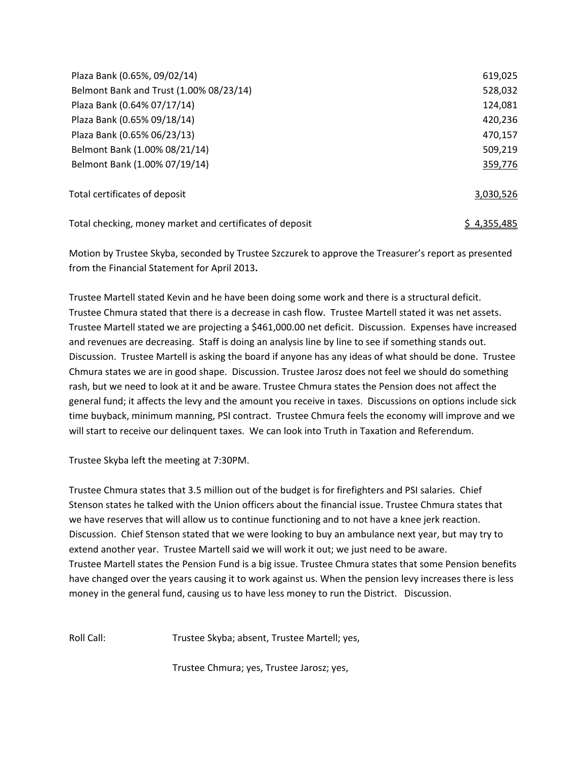| | |
|---|---|
| Plaza Bank (0.65%, 09/02/14) | 619,025 |
| Belmont Bank and Trust (1.00% 08/23/14) | 528,032 |
| Plaza Bank (0.64% 07/17/14) | 124,081 |
| Plaza Bank (0.65% 09/18/14) | 420,236 |
| Plaza Bank (0.65% 06/23/13) | 470,157 |
| Belmont Bank (1.00% 08/21/14) | 509,219 |
| Belmont Bank (1.00% 07/19/14) | 359,776 |
| Total certificates of deposit | 3,030,526 |
| Total checking, money market and certificates of deposit | $ 4,355,485 |

Motion by Trustee Skyba, seconded by Trustee Szczurek to approve the Treasurer's report as presented from the Financial Statement for April 2013**.**

Trustee Martell stated Kevin and he have been doing some work and there is a structural deficit. Trustee Chmura stated that there is a decrease in cash flow. Trustee Martell stated it was net assets. Trustee Martell stated we are projecting a $461,000.00 net deficit. Discussion. Expenses have increased and revenues are decreasing. Staff is doing an analysis line by line to see if something stands out. Discussion. Trustee Martell is asking the board if anyone has any ideas of what should be done. Trustee Chmura states we are in good shape. Discussion. Trustee Jarosz does not feel we should do something rash, but we need to look at it and be aware. Trustee Chmura states the Pension does not affect the general fund; it affects the levy and the amount you receive in taxes. Discussions on options include sick time buyback, minimum manning, PSI contract. Trustee Chmura feels the economy will improve and we will start to receive our delinquent taxes. We can look into Truth in Taxation and Referendum.

Trustee Skyba left the meeting at 7:30PM.

Trustee Chmura states that 3.5 million out of the budget is for firefighters and PSI salaries. Chief Stenson states he talked with the Union officers about the financial issue. Trustee Chmura states that we have reserves that will allow us to continue functioning and to not have a knee jerk reaction. Discussion. Chief Stenson stated that we were looking to buy an ambulance next year, but may try to extend another year. Trustee Martell said we will work it out; we just need to be aware.
Trustee Martell states the Pension Fund is a big issue. Trustee Chmura states that some Pension benefits have changed over the years causing it to work against us. When the pension levy increases there is less money in the general fund, causing us to have less money to run the District. Discussion.

Roll Call: Trustee Skyba; absent, Trustee Martell; yes,

Trustee Chmura; yes, Trustee Jarosz; yes,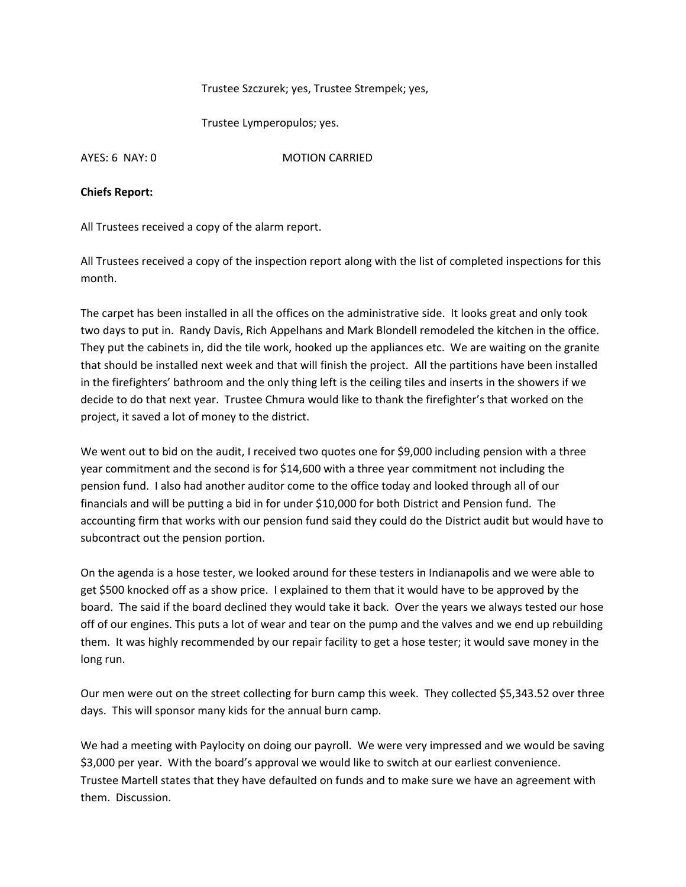Trustee Szczurek; yes, Trustee Strempek; yes,

Trustee Lymperopulos; yes.

AYES: 6 NAY: 0 MOTION CARRIED

**Chiefs Report:**

All Trustees received a copy of the alarm report.

All Trustees received a copy of the inspection report along with the list of completed inspections for this month.

The carpet has been installed in all the offices on the administrative side. It looks great and only took two days to put in. Randy Davis, Rich Appelhans and Mark Blondell remodeled the kitchen in the office. They put the cabinets in, did the tile work, hooked up the appliances etc. We are waiting on the granite that should be installed next week and that will finish the project. All the partitions have been installed in the firefighters' bathroom and the only thing left is the ceiling tiles and inserts in the showers if we decide to do that next year. Trustee Chmura would like to thank the firefighter's that worked on the project, it saved a lot of money to the district.

We went out to bid on the audit, I received two quotes one for $9,000 including pension with a three year commitment and the second is for $14,600 with a three year commitment not including the pension fund. I also had another auditor come to the office today and looked through all of our financials and will be putting a bid in for under $10,000 for both District and Pension fund. The accounting firm that works with our pension fund said they could do the District audit but would have to subcontract out the pension portion.

On the agenda is a hose tester, we looked around for these testers in Indianapolis and we were able to get $500 knocked off as a show price. I explained to them that it would have to be approved by the board. The said if the board declined they would take it back. Over the years we always tested our hose off of our engines. This puts a lot of wear and tear on the pump and the valves and we end up rebuilding them. It was highly recommended by our repair facility to get a hose tester; it would save money in the long run.

Our men were out on the street collecting for burn camp this week. They collected $5,343.52 over three days. This will sponsor many kids for the annual burn camp.

We had a meeting with Paylocity on doing our payroll. We were very impressed and we would be saving $3,000 per year. With the board's approval we would like to switch at our earliest convenience. Trustee Martell states that they have defaulted on funds and to make sure we have an agreement with them. Discussion.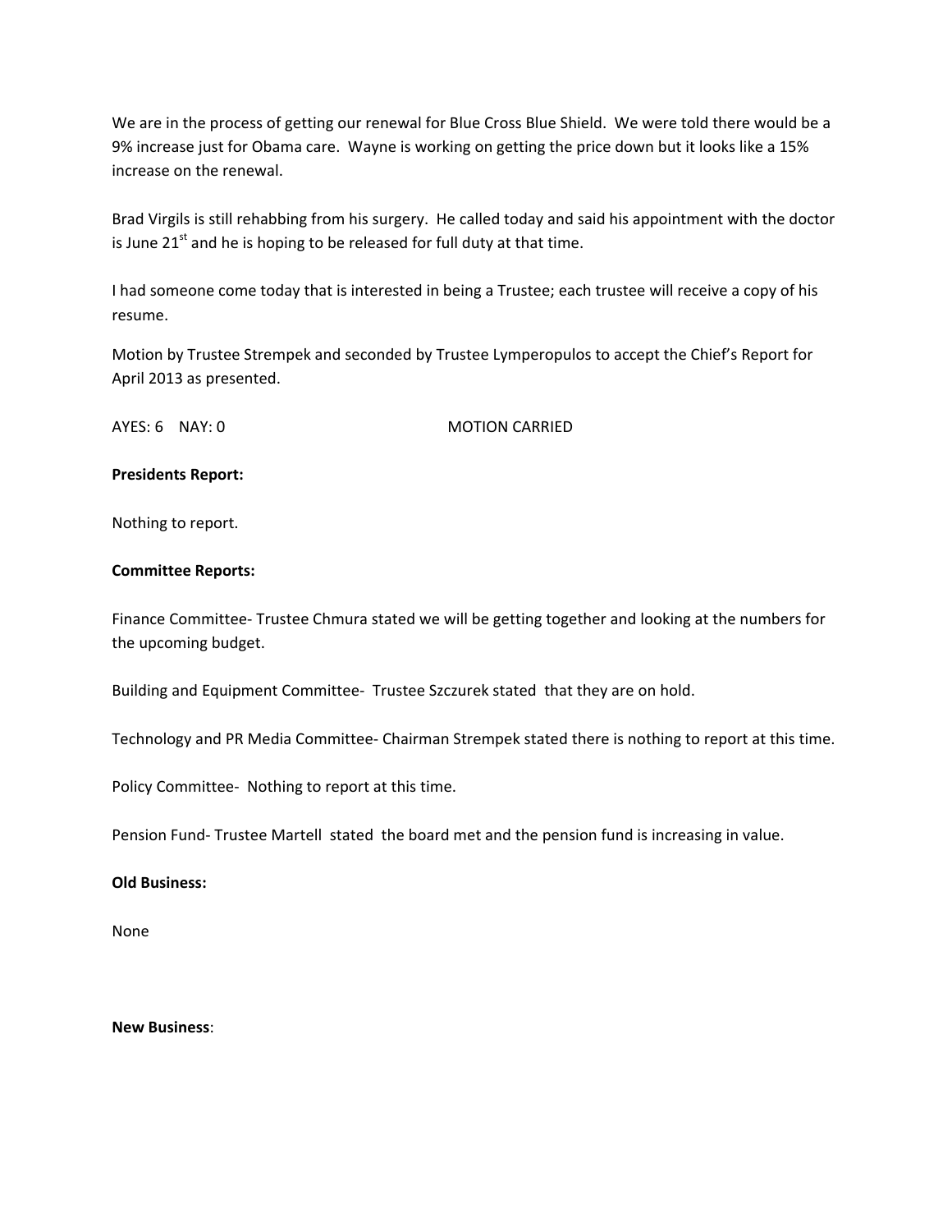We are in the process of getting our renewal for Blue Cross Blue Shield. We were told there would be a 9% increase just for Obama care. Wayne is working on getting the price down but it looks like a 15% increase on the renewal.

Brad Virgils is still rehabbing from his surgery. He called today and said his appointment with the doctor is June 21st and he is hoping to be released for full duty at that time.

I had someone come today that is interested in being a Trustee; each trustee will receive a copy of his resume.

Motion by Trustee Strempek and seconded by Trustee Lymperopulos to accept the Chief's Report for April 2013 as presented.

AYES: 6 NAY: 0 MOTION CARRIED

**Presidents Report:**

Nothing to report.

**Committee Reports:**

Finance Committee- Trustee Chmura stated we will be getting together and looking at the numbers for the upcoming budget.

Building and Equipment Committee- Trustee Szczurek stated that they are on hold.

Technology and PR Media Committee- Chairman Strempek stated there is nothing to report at this time.

Policy Committee- Nothing to report at this time.

Pension Fund- Trustee Martell stated the board met and the pension fund is increasing in value.

**Old Business:**

None

**New Business**: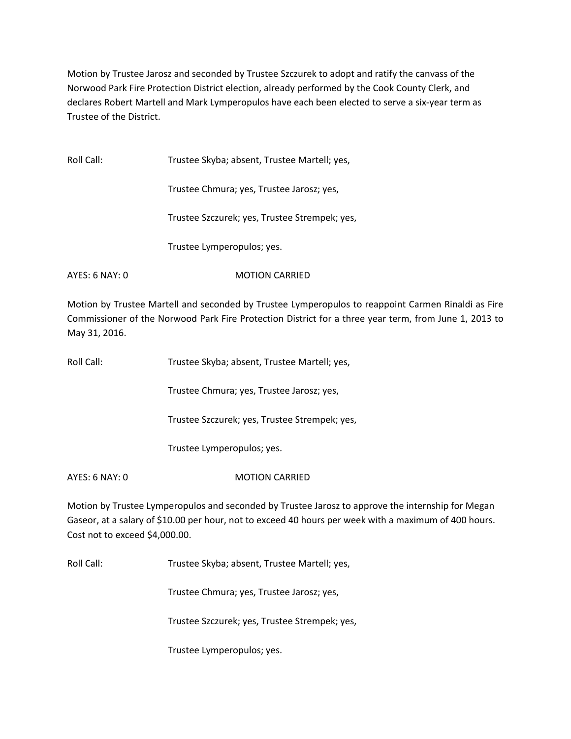Motion by Trustee Jarosz and seconded by Trustee Szczurek to adopt and ratify the canvass of the Norwood Park Fire Protection District election, already performed by the Cook County Clerk, and declares Robert Martell and Mark Lymperopulos have each been elected to serve a six-year term as Trustee of the District.

Roll Call: Trustee Skyba; absent, Trustee Martell; yes,

Trustee Chmura; yes, Trustee Jarosz; yes,

Trustee Szczurek; yes, Trustee Strempek; yes,

Trustee Lymperopulos; yes.

AYES: 6 NAY: 0 MOTION CARRIED

Motion by Trustee Martell and seconded by Trustee Lymperopulos to reappoint Carmen Rinaldi as Fire Commissioner of the Norwood Park Fire Protection District for a three year term, from June 1, 2013 to May 31, 2016.

Roll Call: Trustee Skyba; absent, Trustee Martell; yes,

Trustee Chmura; yes, Trustee Jarosz; yes,

Trustee Szczurek; yes, Trustee Strempek; yes,

Trustee Lymperopulos; yes.

AYES: 6 NAY: 0 MOTION CARRIED

Motion by Trustee Lymperopulos and seconded by Trustee Jarosz to approve the internship for Megan Gaseor, at a salary of $10.00 per hour, not to exceed 40 hours per week with a maximum of 400 hours. Cost not to exceed $4,000.00.

Roll Call: Trustee Skyba; absent, Trustee Martell; yes,

Trustee Chmura; yes, Trustee Jarosz; yes,

Trustee Szczurek; yes, Trustee Strempek; yes,

Trustee Lymperopulos; yes.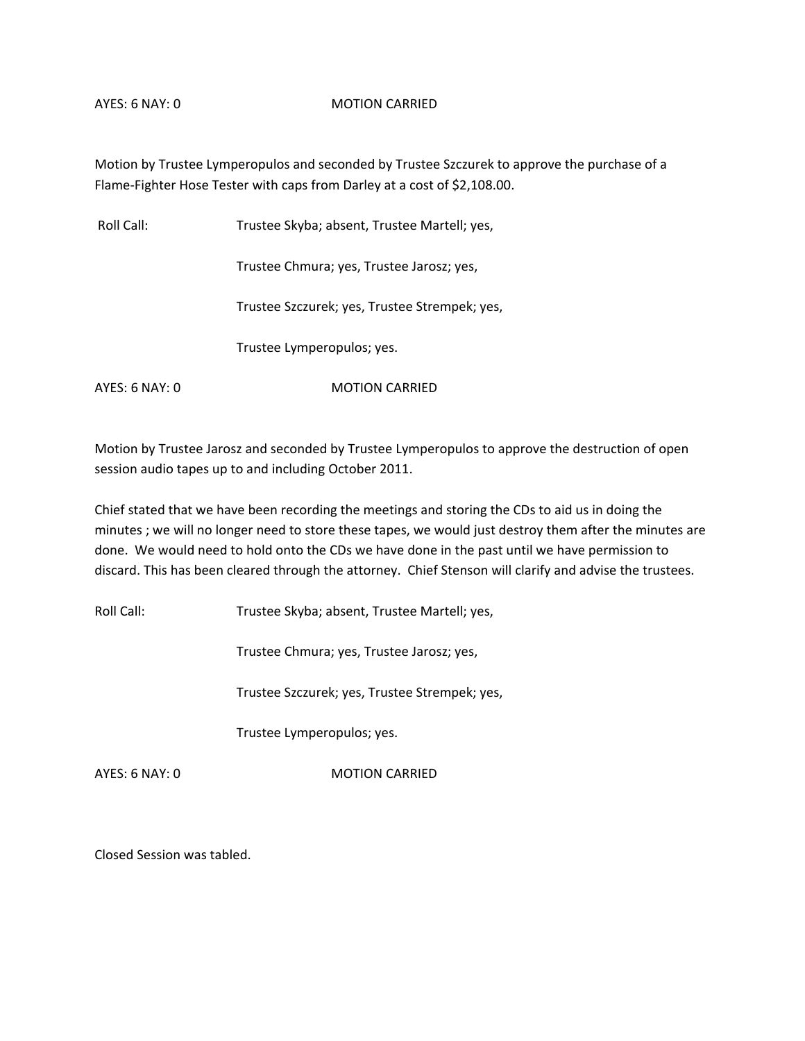AYES: 6 NAY: 0 MOTION CARRIED

Motion by Trustee Lymperopulos and seconded by Trustee Szczurek to approve the purchase of a Flame-Fighter Hose Tester with caps from Darley at a cost of $2,108.00.

Roll Call: Trustee Skyba; absent, Trustee Martell; yes,

Trustee Chmura; yes, Trustee Jarosz; yes,

Trustee Szczurek; yes, Trustee Strempek; yes,

Trustee Lymperopulos; yes.

AYES: 6 NAY: 0 MOTION CARRIED

Motion by Trustee Jarosz and seconded by Trustee Lymperopulos to approve the destruction of open session audio tapes up to and including October 2011.

Chief stated that we have been recording the meetings and storing the CDs to aid us in doing the minutes ; we will no longer need to store these tapes, we would just destroy them after the minutes are done. We would need to hold onto the CDs we have done in the past until we have permission to discard. This has been cleared through the attorney. Chief Stenson will clarify and advise the trustees.

Roll Call: Trustee Skyba; absent, Trustee Martell; yes,

Trustee Chmura; yes, Trustee Jarosz; yes,

Trustee Szczurek; yes, Trustee Strempek; yes,

Trustee Lymperopulos; yes.

AYES: 6 NAY: 0 MOTION CARRIED

Closed Session was tabled.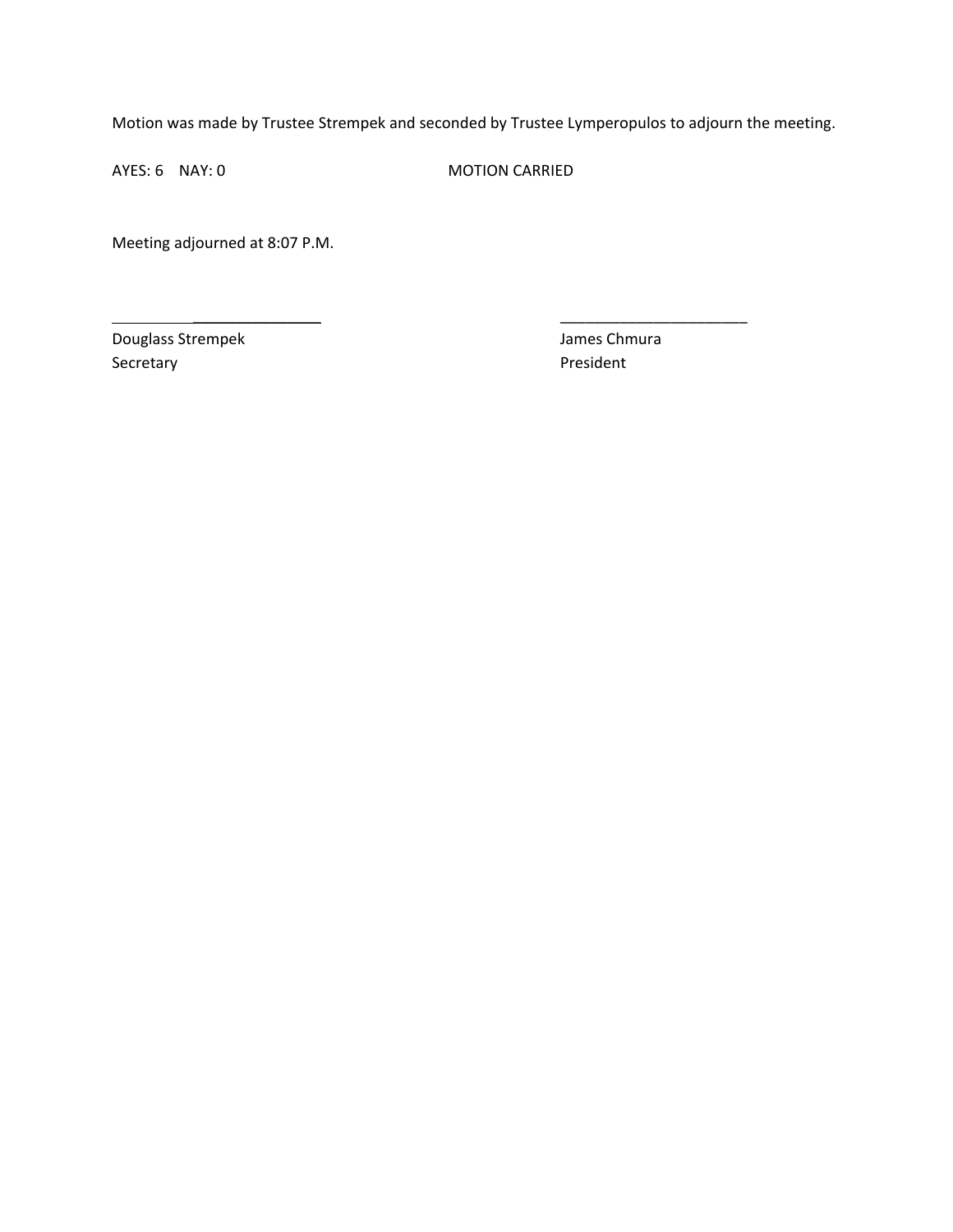Motion was made by Trustee Strempek and seconded by Trustee Lymperopulos to adjourn the meeting.

AYES: 6 NAY: 0 MOTION CARRIED

Meeting adjourned at 8:07 P.M.

_________________________ _______________________

Douglass Strempek James Chmura
Secretary President